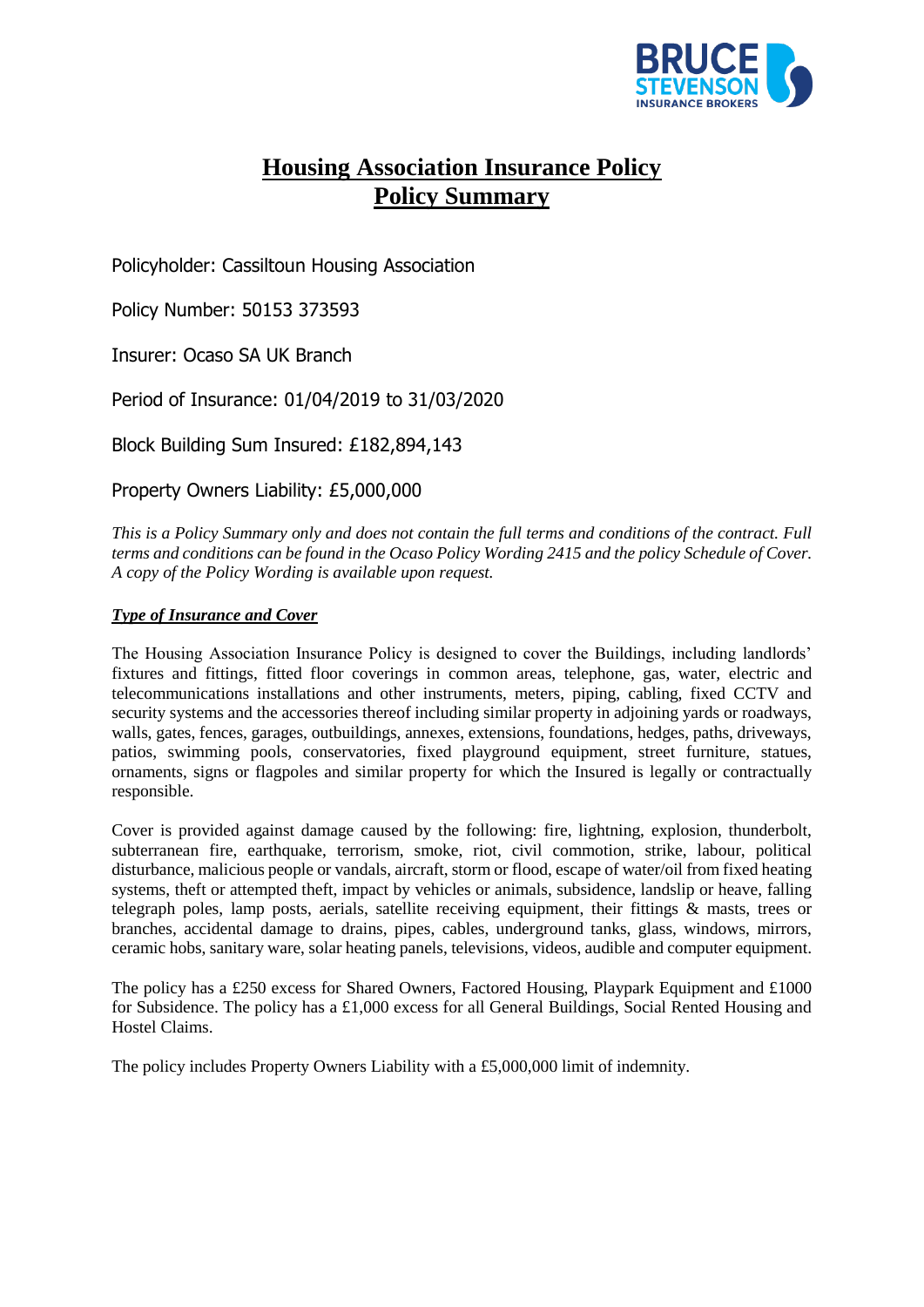# Housing Association Insurance Policy
## Policy Summary

Policyholder: Cassiltoun Housing Association

Policy Number: 50153 373593

Insurer: Ocaso SA UK Branch

Period of Insurance: 01/04/2019 to 31/03/2020

Block Building Sum Insured: £182,894,143

Property Owners Liability: £5,000,000

*This is a Policy Summary only and does not contain the full terms and conditions of the contract. Full terms and conditions can be found in the Ocaso Policy Wording 2415 and the policy Schedule of Cover. A copy of the Policy Wording is available upon request.*

***Type of Insurance and Cover***

The Housing Association Insurance Policy is designed to cover the Buildings, including landlords' fixtures and fittings, fitted floor coverings in common areas, telephone, gas, water, electric and telecommunications installations and other instruments, meters, piping, cabling, fixed CCTV and security systems and the accessories thereof including similar property in adjoining yards or roadways, walls, gates, fences, garages, outbuildings, annexes, extensions, foundations, hedges, paths, driveways, patios, swimming pools, conservatories, fixed playground equipment, street furniture, statues, ornaments, signs or flagpoles and similar property for which the Insured is legally or contractually responsible.

Cover is provided against damage caused by the following: fire, lightning, explosion, thunderbolt, subterranean fire, earthquake, terrorism, smoke, riot, civil commotion, strike, labour, political disturbance, malicious people or vandals, aircraft, storm or flood, escape of water/oil from fixed heating systems, theft or attempted theft, impact by vehicles or animals, subsidence, landslip or heave, falling telegraph poles, lamp posts, aerials, satellite receiving equipment, their fittings & masts, trees or branches, accidental damage to drains, pipes, cables, underground tanks, glass, windows, mirrors, ceramic hobs, sanitary ware, solar heating panels, televisions, videos, audible and computer equipment.

The policy has a £250 excess for Shared Owners, Factored Housing, Playpark Equipment and £1000 for Subsidence. The policy has a £1,000 excess for all General Buildings, Social Rented Housing and Hostel Claims.

The policy includes Property Owners Liability with a £5,000,000 limit of indemnity.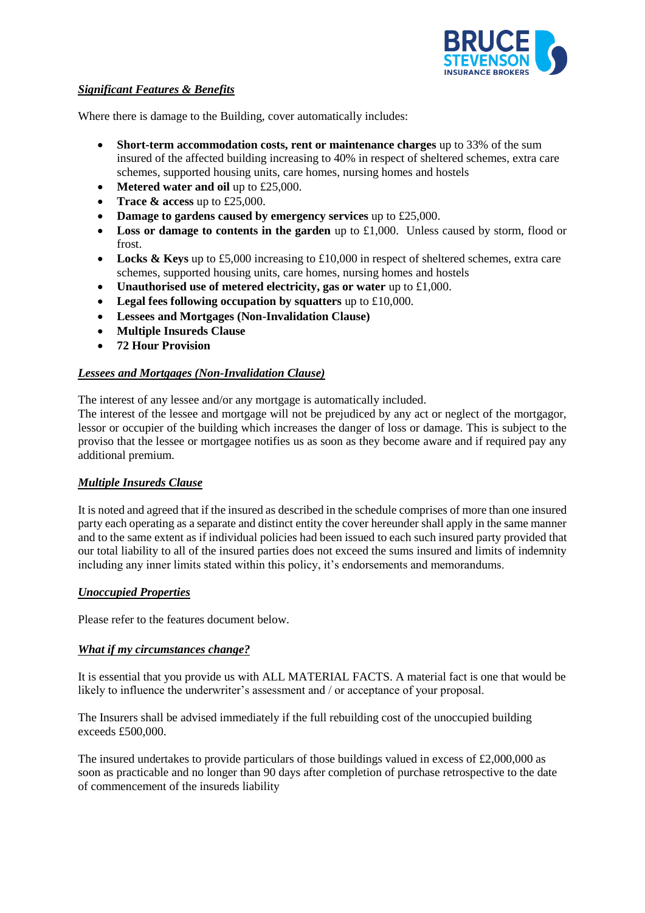***Significant Features & Benefits***

Where there is damage to the Building, cover automatically includes:

- **Short-term accommodation costs, rent or maintenance charges** up to 33% of the sum insured of the affected building increasing to 40% in respect of sheltered schemes, extra care schemes, supported housing units, care homes, nursing homes and hostels
- **Metered water and oil** up to £25,000.
- **Trace & access** up to £25,000.
- **Damage to gardens caused by emergency services** up to £25,000.
- **Loss or damage to contents in the garden** up to £1,000. Unless caused by storm, flood or frost.
- **Locks & Keys** up to £5,000 increasing to £10,000 in respect of sheltered schemes, extra care schemes, supported housing units, care homes, nursing homes and hostels
- **Unauthorised use of metered electricity, gas or water** up to £1,000.
- **Legal fees following occupation by squatters** up to £10,000.
- **Lessees and Mortgages (Non-Invalidation Clause)**
- **Multiple Insureds Clause**
- **72 Hour Provision**

***Lessees and Mortgages (Non-Invalidation Clause)***

The interest of any lessee and/or any mortgage is automatically included.
The interest of the lessee and mortgage will not be prejudiced by any act or neglect of the mortgagor, lessor or occupier of the building which increases the danger of loss or damage. This is subject to the proviso that the lessee or mortgagee notifies us as soon as they become aware and if required pay any additional premium.

***Multiple Insureds Clause***

It is noted and agreed that if the insured as described in the schedule comprises of more than one insured party each operating as a separate and distinct entity the cover hereunder shall apply in the same manner and to the same extent as if individual policies had been issued to each such insured party provided that our total liability to all of the insured parties does not exceed the sums insured and limits of indemnity including any inner limits stated within this policy, it's endorsements and memorandums.

***Unoccupied Properties***

Please refer to the features document below.

***What if my circumstances change?***

It is essential that you provide us with ALL MATERIAL FACTS. A material fact is one that would be likely to influence the underwriter's assessment and / or acceptance of your proposal.

The Insurers shall be advised immediately if the full rebuilding cost of the unoccupied building exceeds £500,000.

The insured undertakes to provide particulars of those buildings valued in excess of £2,000,000 as soon as practicable and no longer than 90 days after completion of purchase retrospective to the date of commencement of the insureds liability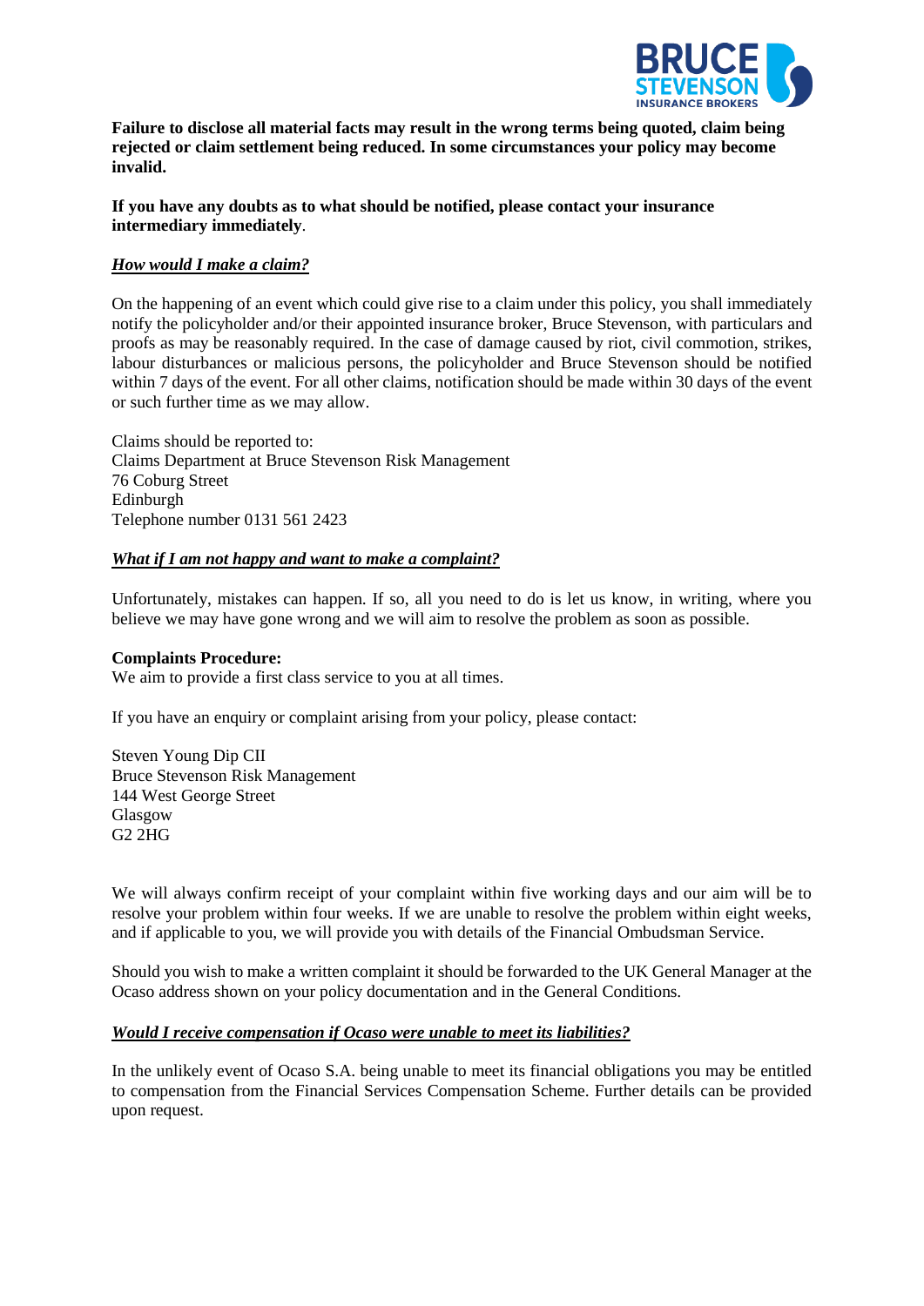**Failure to disclose all material facts may result in the wrong terms being quoted, claim being rejected or claim settlement being reduced. In some circumstances your policy may become invalid.**

**If you have any doubts as to what should be notified, please contact your insurance intermediary immediately**.

***How would I make a claim?***

On the happening of an event which could give rise to a claim under this policy, you shall immediately notify the policyholder and/or their appointed insurance broker, Bruce Stevenson, with particulars and proofs as may be reasonably required. In the case of damage caused by riot, civil commotion, strikes, labour disturbances or malicious persons, the policyholder and Bruce Stevenson should be notified within 7 days of the event. For all other claims, notification should be made within 30 days of the event or such further time as we may allow.

Claims should be reported to:
Claims Department at Bruce Stevenson Risk Management
76 Coburg Street
Edinburgh
Telephone number 0131 561 2423

***What if I am not happy and want to make a complaint?***

Unfortunately, mistakes can happen. If so, all you need to do is let us know, in writing, where you believe we may have gone wrong and we will aim to resolve the problem as soon as possible.

**Complaints Procedure:**
We aim to provide a first class service to you at all times.

If you have an enquiry or complaint arising from your policy, please contact:

Steven Young Dip CII
Bruce Stevenson Risk Management
144 West George Street
Glasgow
G2 2HG

We will always confirm receipt of your complaint within five working days and our aim will be to resolve your problem within four weeks. If we are unable to resolve the problem within eight weeks, and if applicable to you, we will provide you with details of the Financial Ombudsman Service.

Should you wish to make a written complaint it should be forwarded to the UK General Manager at the Ocaso address shown on your policy documentation and in the General Conditions.

***Would I receive compensation if Ocaso were unable to meet its liabilities?***

In the unlikely event of Ocaso S.A. being unable to meet its financial obligations you may be entitled to compensation from the Financial Services Compensation Scheme. Further details can be provided upon request.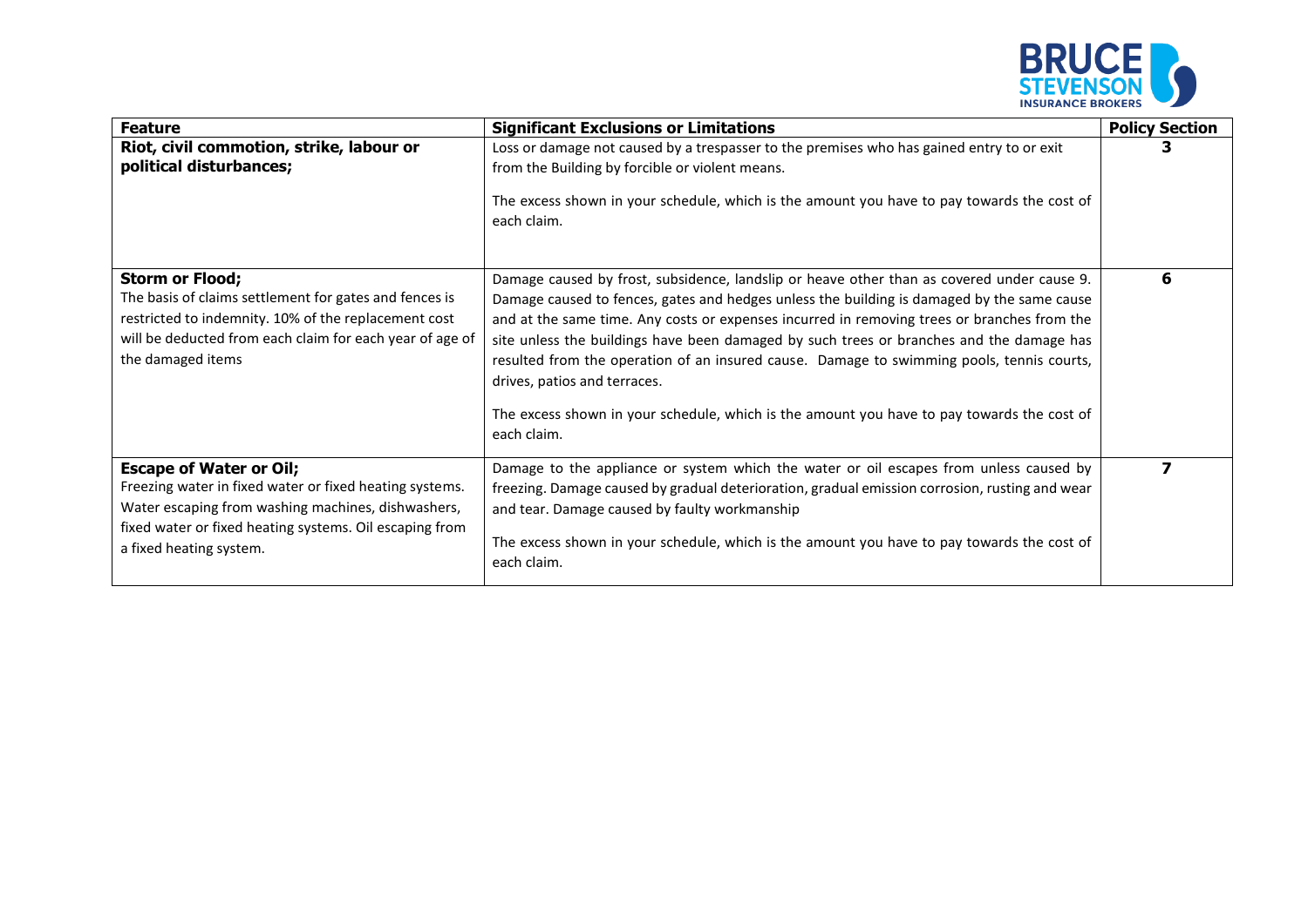| Feature | Significant Exclusions or Limitations | Policy Section |
|---|---|---|
| **Riot, civil commotion, strike, labour or political disturbances;** | Loss or damage not caused by a trespasser to the premises who has gained entry to or exit from the Building by forcible or violent means.<br><br>The excess shown in your schedule, which is the amount you have to pay towards the cost of each claim. | **3** |
| **Storm or Flood;**<br>The basis of claims settlement for gates and fences is restricted to indemnity. 10% of the replacement cost will be deducted from each claim for each year of age of the damaged items | Damage caused by frost, subsidence, landslip or heave other than as covered under cause 9. Damage caused to fences, gates and hedges unless the building is damaged by the same cause and at the same time. Any costs or expenses incurred in removing trees or branches from the site unless the buildings have been damaged by such trees or branches and the damage has resulted from the operation of an insured cause. Damage to swimming pools, tennis courts, drives, patios and terraces.<br><br>The excess shown in your schedule, which is the amount you have to pay towards the cost of each claim. | **6** |
| **Escape of Water or Oil;**<br>Freezing water in fixed water or fixed heating systems. Water escaping from washing machines, dishwashers, fixed water or fixed heating systems. Oil escaping from a fixed heating system. | Damage to the appliance or system which the water or oil escapes from unless caused by freezing. Damage caused by gradual deterioration, gradual emission corrosion, rusting and wear and tear. Damage caused by faulty workmanship<br><br>The excess shown in your schedule, which is the amount you have to pay towards the cost of each claim. | **7** |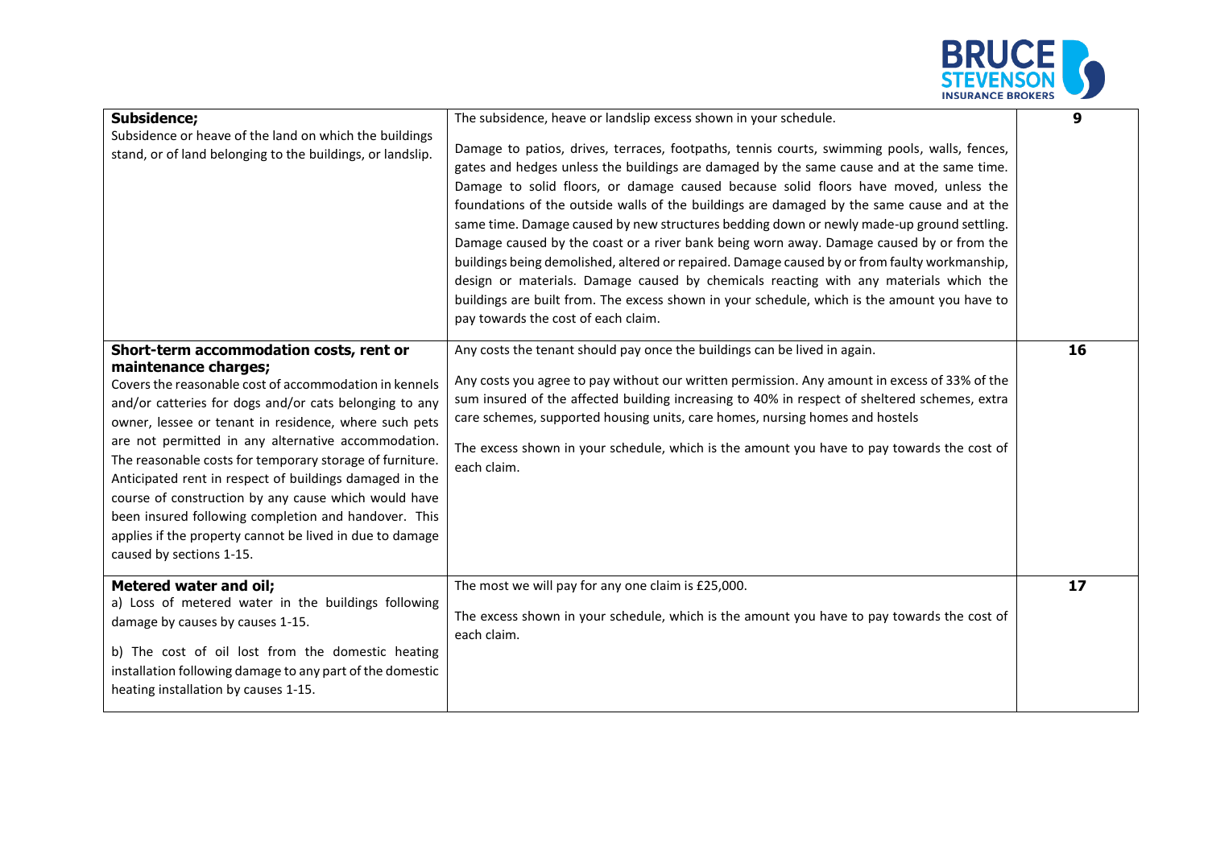| **Subsidence;**<br>Subsidence or heave of the land on which the buildings stand, or of land belonging to the buildings, or landslip. | The subsidence, heave or landslip excess shown in your schedule.<br><br>Damage to patios, drives, terraces, footpaths, tennis courts, swimming pools, walls, fences, gates and hedges unless the buildings are damaged by the same cause and at the same time. Damage to solid floors, or damage caused because solid floors have moved, unless the foundations of the outside walls of the buildings are damaged by the same cause and at the same time. Damage caused by new structures bedding down or newly made-up ground settling. Damage caused by the coast or a river bank being worn away. Damage caused by or from the buildings being demolished, altered or repaired. Damage caused by or from faulty workmanship, design or materials. Damage caused by chemicals reacting with any materials which the buildings are built from. The excess shown in your schedule, which is the amount you have to pay towards the cost of each claim. | **9** |
|---|---|---|
| **Short-term accommodation costs, rent or maintenance charges;**<br>Covers the reasonable cost of accommodation in kennels and/or catteries for dogs and/or cats belonging to any owner, lessee or tenant in residence, where such pets are not permitted in any alternative accommodation. The reasonable costs for temporary storage of furniture. Anticipated rent in respect of buildings damaged in the course of construction by any cause which would have been insured following completion and handover. This applies if the property cannot be lived in due to damage caused by sections 1-15. | Any costs the tenant should pay once the buildings can be lived in again.<br><br>Any costs you agree to pay without our written permission. Any amount in excess of 33% of the sum insured of the affected building increasing to 40% in respect of sheltered schemes, extra care schemes, supported housing units, care homes, nursing homes and hostels<br><br>The excess shown in your schedule, which is the amount you have to pay towards the cost of each claim. | **16** |
| **Metered water and oil;**<br>a) Loss of metered water in the buildings following damage by causes by causes 1-15.<br><br>b) The cost of oil lost from the domestic heating installation following damage to any part of the domestic heating installation by causes 1-15. | The most we will pay for any one claim is £25,000.<br><br>The excess shown in your schedule, which is the amount you have to pay towards the cost of each claim. | **17** |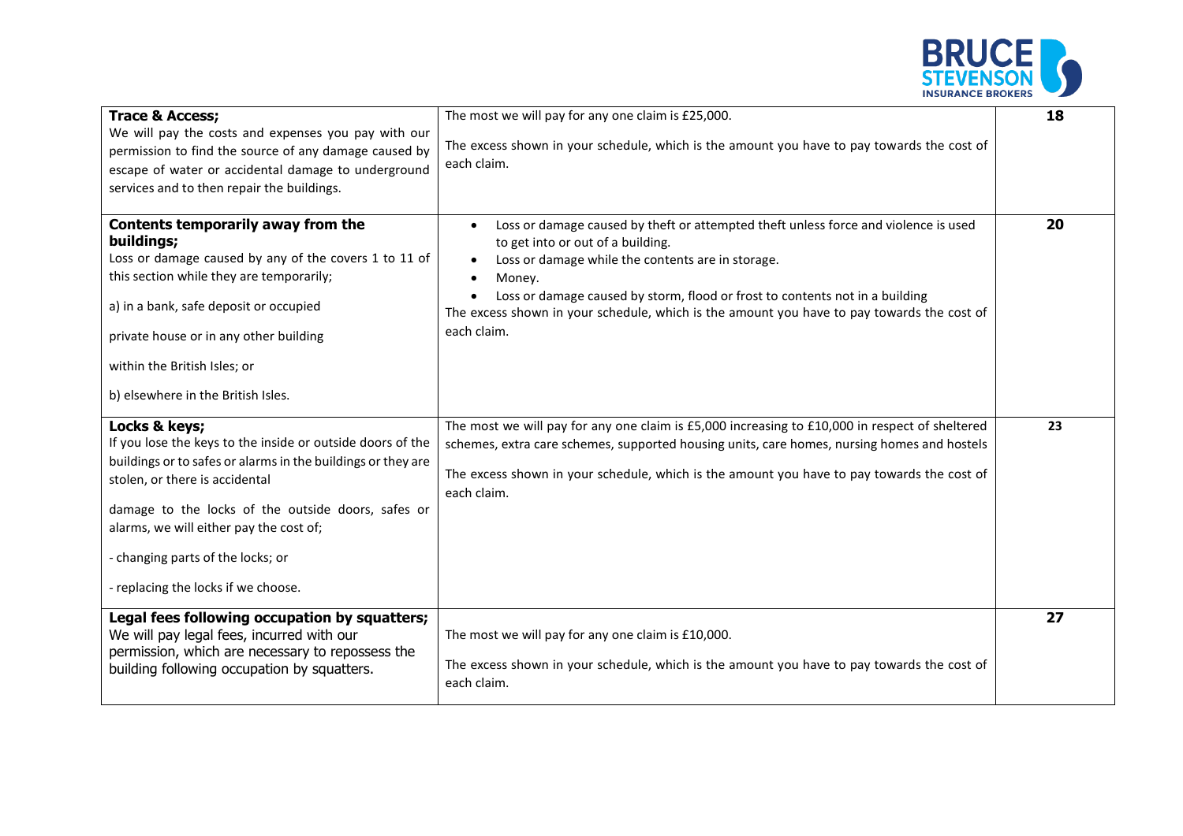| | | |
|---|---|---|
| **Trace & Access;** We will pay the costs and expenses you pay with our permission to find the source of any damage caused by escape of water or accidental damage to underground services and to then repair the buildings. | The most we will pay for any one claim is £25,000.<br><br>The excess shown in your schedule, which is the amount you have to pay towards the cost of each claim. | **18** |
| **Contents temporarily away from the buildings;** Loss or damage caused by any of the covers 1 to 11 of this section while they are temporarily;<br><br>a) in a bank, safe deposit or occupied<br><br>private house or in any other building<br><br>within the British Isles; or<br><br>b) elsewhere in the British Isles. | • Loss or damage caused by theft or attempted theft unless force and violence is used to get into or out of a building.<br>• Loss or damage while the contents are in storage.<br>• Money.<br>• Loss or damage caused by storm, flood or frost to contents not in a building<br><br>The excess shown in your schedule, which is the amount you have to pay towards the cost of each claim. | **20** |
| **Locks & keys;** If you lose the keys to the inside or outside doors of the buildings or to safes or alarms in the buildings or they are stolen, or there is accidental<br><br>damage to the locks of the outside doors, safes or alarms, we will either pay the cost of;<br><br>- changing parts of the locks; or<br><br>- replacing the locks if we choose. | The most we will pay for any one claim is £5,000 increasing to £10,000 in respect of sheltered schemes, extra care schemes, supported housing units, care homes, nursing homes and hostels<br><br>The excess shown in your schedule, which is the amount you have to pay towards the cost of each claim. | **23** |
| **Legal fees following occupation by squatters;** We will pay legal fees, incurred with our permission, which are necessary to repossess the building following occupation by squatters. | The most we will pay for any one claim is £10,000.<br><br>The excess shown in your schedule, which is the amount you have to pay towards the cost of each claim. | **27** |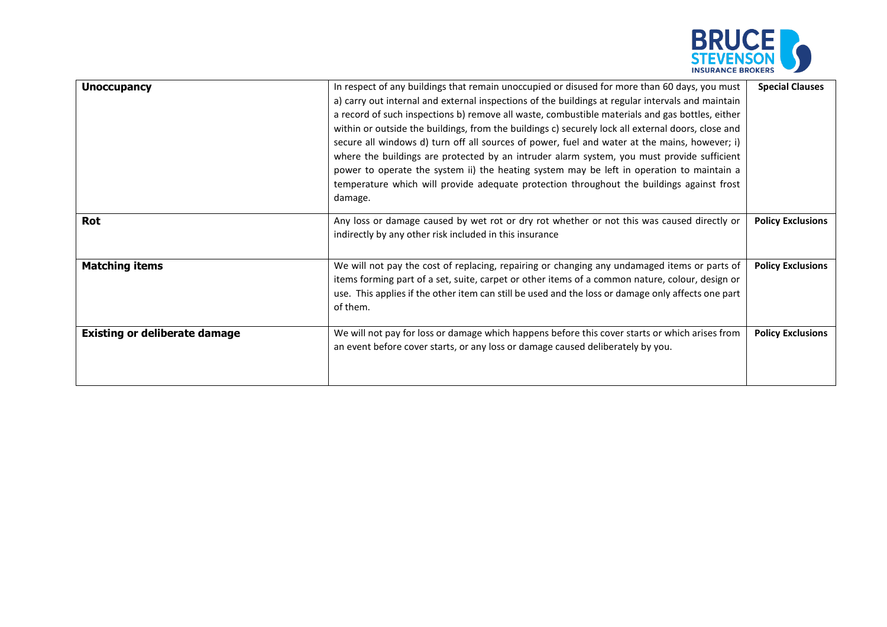| | | |
|---|---|---|
| **Unoccupancy** | In respect of any buildings that remain unoccupied or disused for more than 60 days, you must a) carry out internal and external inspections of the buildings at regular intervals and maintain a record of such inspections b) remove all waste, combustible materials and gas bottles, either within or outside the buildings, from the buildings c) securely lock all external doors, close and secure all windows d) turn off all sources of power, fuel and water at the mains, however; i) where the buildings are protected by an intruder alarm system, you must provide sufficient power to operate the system ii) the heating system may be left in operation to maintain a temperature which will provide adequate protection throughout the buildings against frost damage. | **Special Clauses** |
| **Rot** | Any loss or damage caused by wet rot or dry rot whether or not this was caused directly or indirectly by any other risk included in this insurance | **Policy Exclusions** |
| **Matching items** | We will not pay the cost of replacing, repairing or changing any undamaged items or parts of items forming part of a set, suite, carpet or other items of a common nature, colour, design or use. This applies if the other item can still be used and the loss or damage only affects one part of them. | **Policy Exclusions** |
| **Existing or deliberate damage** | We will not pay for loss or damage which happens before this cover starts or which arises from an event before cover starts, or any loss or damage caused deliberately by you. | **Policy Exclusions** |